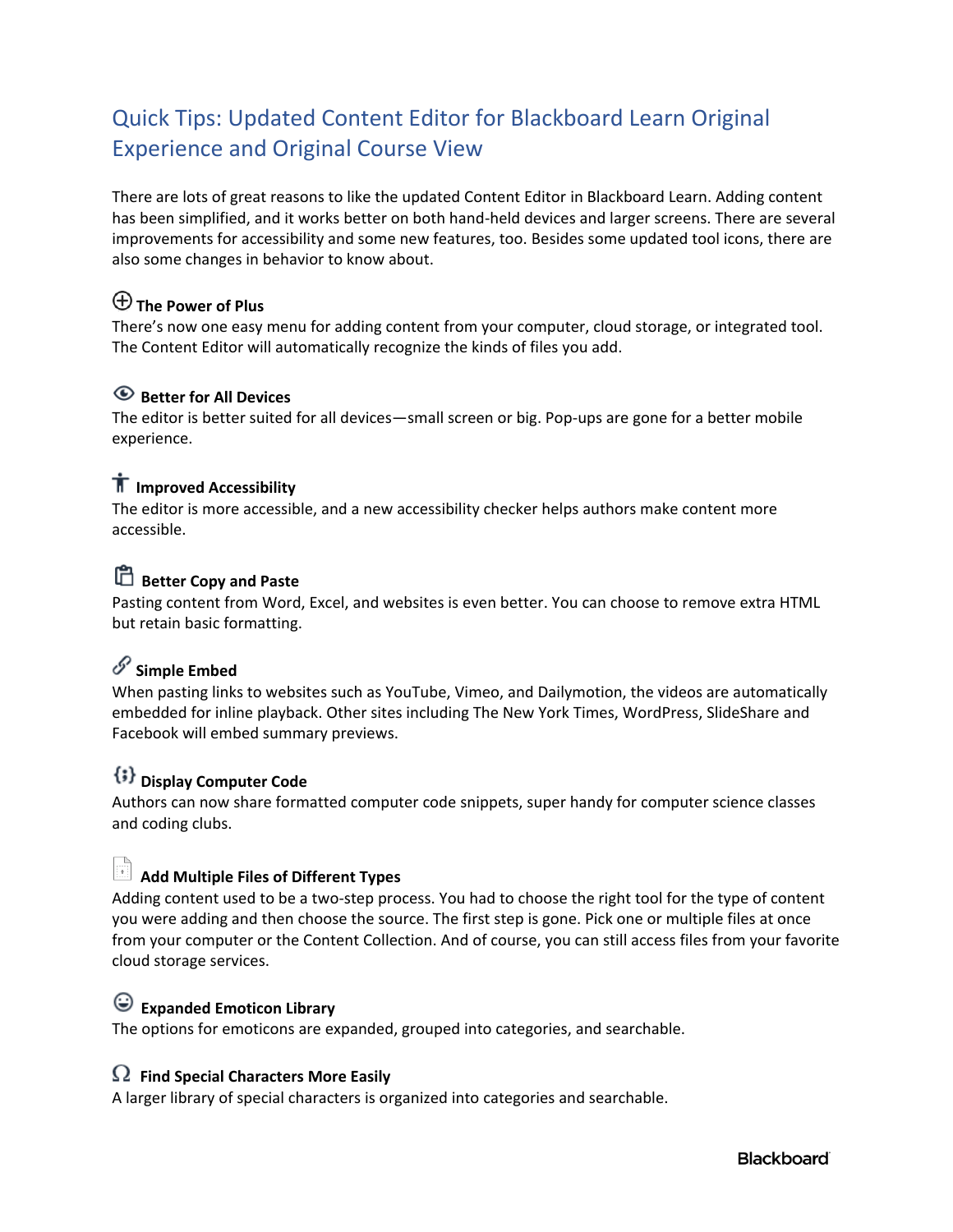# Quick Tips: Updated Content Editor for Blackboard Learn Original Experience and Original Course View

There are lots of great reasons to like the updated Content Editor in Blackboard Learn. Adding content has been simplified, and it works better on both hand-held devices and larger screens. There are several improvements for accessibility and some new features, too. Besides some updated tool icons, there are also some changes in behavior to know about.

### The Power of Plus

There's now one easy menu for adding content from your computer, cloud storage, or integrated tool. The Content Editor will automatically recognize the kinds of files you add.

### Better for All Devices

The editor is better suited for all devices—small screen or big. Pop-ups are gone for a better mobile experience.

### Improved Accessibility

The editor is more accessible, and a new accessibility checker helps authors make content more accessible.

### Better Copy and Paste

Pasting content from Word, Excel, and websites is even better. You can choose to remove extra HTML but retain basic formatting.

### Simple Embed

When pasting links to websites such as YouTube, Vimeo, and Dailymotion, the videos are automatically embedded for inline playback. Other sites including The New York Times, WordPress, SlideShare and Facebook will embed summary previews.

### Display Computer Code

Authors can now share formatted computer code snippets, super handy for computer science classes and coding clubs.

### Add Multiple Files of Different Types

Adding content used to be a two-step process. You had to choose the right tool for the type of content you were adding and then choose the source. The first step is gone. Pick one or multiple files at once from your computer or the Content Collection. And of course, you can still access files from your favorite cloud storage services.

### Expanded Emoticon Library

The options for emoticons are expanded, grouped into categories, and searchable.

### Find Special Characters More Easily

A larger library of special characters is organized into categories and searchable.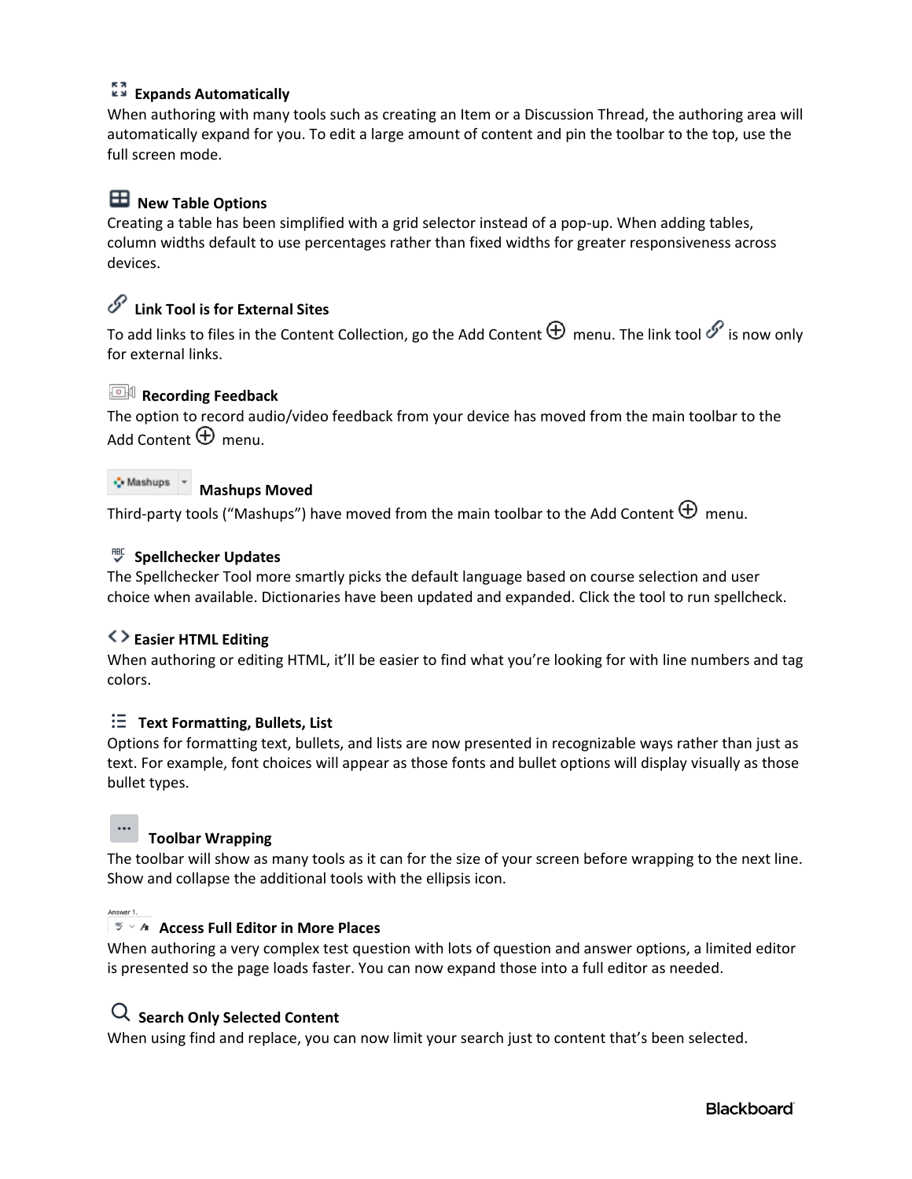**Expands Automatically**
When authoring with many tools such as creating an Item or a Discussion Thread, the authoring area will automatically expand for you. To edit a large amount of content and pin the toolbar to the top, use the full screen mode.

**New Table Options**
Creating a table has been simplified with a grid selector instead of a pop-up. When adding tables, column widths default to use percentages rather than fixed widths for greater responsiveness across devices.

**Link Tool is for External Sites**
To add links to files in the Content Collection, go the Add Content ⊕ menu. The link tool is now only for external links.

**Recording Feedback**
The option to record audio/video feedback from your device has moved from the main toolbar to the Add Content ⊕ menu.

**Mashups Moved**
Third-party tools ("Mashups") have moved from the main toolbar to the Add Content ⊕ menu.

**Spellchecker Updates**
The Spellchecker Tool more smartly picks the default language based on course selection and user choice when available. Dictionaries have been updated and expanded. Click the tool to run spellcheck.

**Easier HTML Editing**
When authoring or editing HTML, it'll be easier to find what you're looking for with line numbers and tag colors.

**Text Formatting, Bullets, List**
Options for formatting text, bullets, and lists are now presented in recognizable ways rather than just as text. For example, font choices will appear as those fonts and bullet options will display visually as those bullet types.

**Toolbar Wrapping**
The toolbar will show as many tools as it can for the size of your screen before wrapping to the next line. Show and collapse the additional tools with the ellipsis icon.

**Access Full Editor in More Places**
When authoring a very complex test question with lots of question and answer options, a limited editor is presented so the page loads faster. You can now expand those into a full editor as needed.

**Search Only Selected Content**
When using find and replace, you can now limit your search just to content that's been selected.